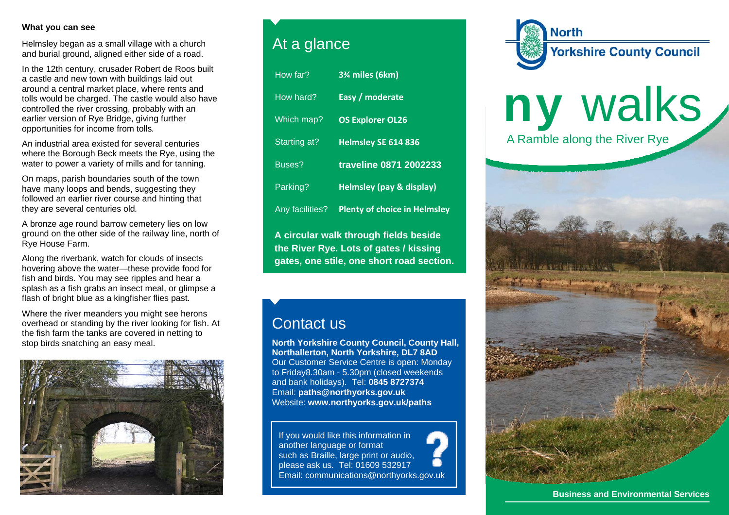### What you can see

Helmsley began as a small village with a church and burial ground, aligned either side of a road.

In the 12th century, crusader Robert de Roos built a castle and new town with buildings laid out around a central market place, where rents and tolls would be charged. The castle would also have controlled the river crossing, probably with an earlier version of Rye Bridge, giving further opportunities for income from tolls.

An industrial area existed for several centuries where the Borough Beck meets the Rye, using the water to power a variety of mills and for tanning.

On maps, parish boundaries south of the town have many loops and bends, suggesting they followed an earlier river course and hinting that they are several centuries old.

A bronze age round barrow cemetery lies on low ground on the other side of the railway line, north of Rye House Farm.

Along the riverbank, watch for clouds of insects hovering above the water—these provide food for fish and birds. You may see ripples and hear a splash as a fish grabs an insect meal, or glimpse a flash of bright blue as a kingfisher flies past.

Where the river meanders you might see herons overhead or standing by the river looking for fish. At the fish farm the tanks are covered in netting to stop birds snatching an easy meal.

## At a glance

| | |
|---|---|
| How far? | **3¾ miles (6km)** |
| How hard? | **Easy / moderate** |
| Which map? | **OS Explorer OL26** |
| Starting at? | **Helmsley SE 614 836** |
| Buses? | **traveline 0871 2002233** |
| Parking? | **Helmsley (pay & display)** |
| Any facilities? | **Plenty of choice in Helmsley** |

**A circular walk through fields beside the River Rye. Lots of gates / kissing gates, one stile, one short road section.**

## Contact us

**North Yorkshire County Council, County Hall, Northallerton, North Yorkshire, DL7 8AD**
Our Customer Service Centre is open: Monday to Friday8.30am - 5.30pm (closed weekends and bank holidays). Tel: **0845 8727374**
Email: **paths@northyorks.gov.uk**
Website: **www.northyorks.gov.uk/paths**

If you would like this information in another language or format such as Braille, large print or audio, please ask us. Tel: 01609 532917
Email: communications@northyorks.gov.uk

North Yorkshire County Council

# ny walks

## A Ramble along the River Rye

**Business and Environmental Services**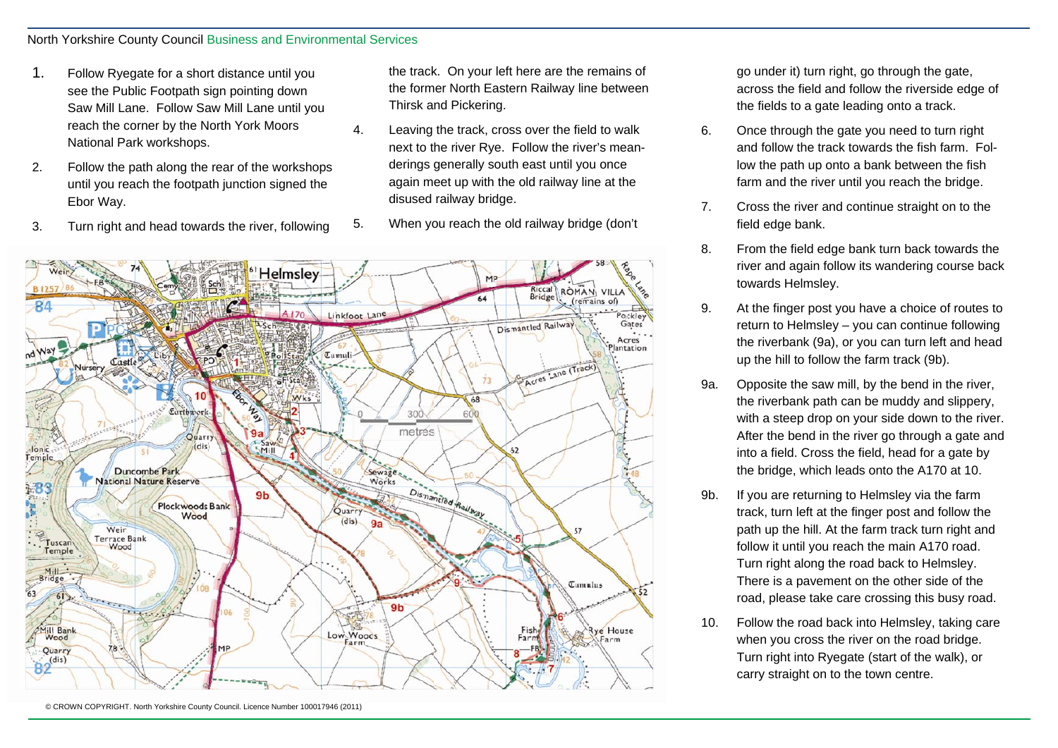North Yorkshire County Council Business and Environmental Services

1. Follow Ryegate for a short distance until you see the Public Footpath sign pointing down Saw Mill Lane. Follow Saw Mill Lane until you reach the corner by the North York Moors National Park workshops.
2. Follow the path along the rear of the workshops until you reach the footpath junction signed the Ebor Way.
3. Turn right and head towards the river, following the track. On your left here are the remains of the former North Eastern Railway line between Thirsk and Pickering.
4. Leaving the track, cross over the field to walk next to the river Rye. Follow the river's meanderings generally south east until you once again meet up with the old railway line at the disused railway bridge.
5. When you reach the old railway bridge (don't go under it) turn right, go through the gate, across the field and follow the riverside edge of the fields to a gate leading onto a track.
6. Once through the gate you need to turn right and follow the track towards the fish farm. Follow the path up onto a bank between the fish farm and the river until you reach the bridge.
7. Cross the river and continue straight on to the field edge bank.
8. From the field edge bank turn back towards the river and again follow its wandering course back towards Helmsley.
9. At the finger post you have a choice of routes to return to Helmsley – you can continue following the riverbank (9a), or you can turn left and head up the hill to follow the farm track (9b).

9a. Opposite the saw mill, by the bend in the river, the riverbank path can be muddy and slippery, with a steep drop on your side down to the river. After the bend in the river go through a gate and into a field. Cross the field, head for a gate by the bridge, which leads onto the A170 at 10.

9b. If you are returning to Helmsley via the farm track, turn left at the finger post and follow the path up the hill. At the farm track turn right and follow it until you reach the main A170 road. Turn right along the road back to Helmsley. There is a pavement on the other side of the road, please take care crossing this busy road.

10. Follow the road back into Helmsley, taking care when you cross the river on the road bridge. Turn right into Ryegate (start of the walk), or carry straight on to the town centre.

© CROWN COPYRIGHT. North Yorkshire County Council. Licence Number 100017946 (2011)